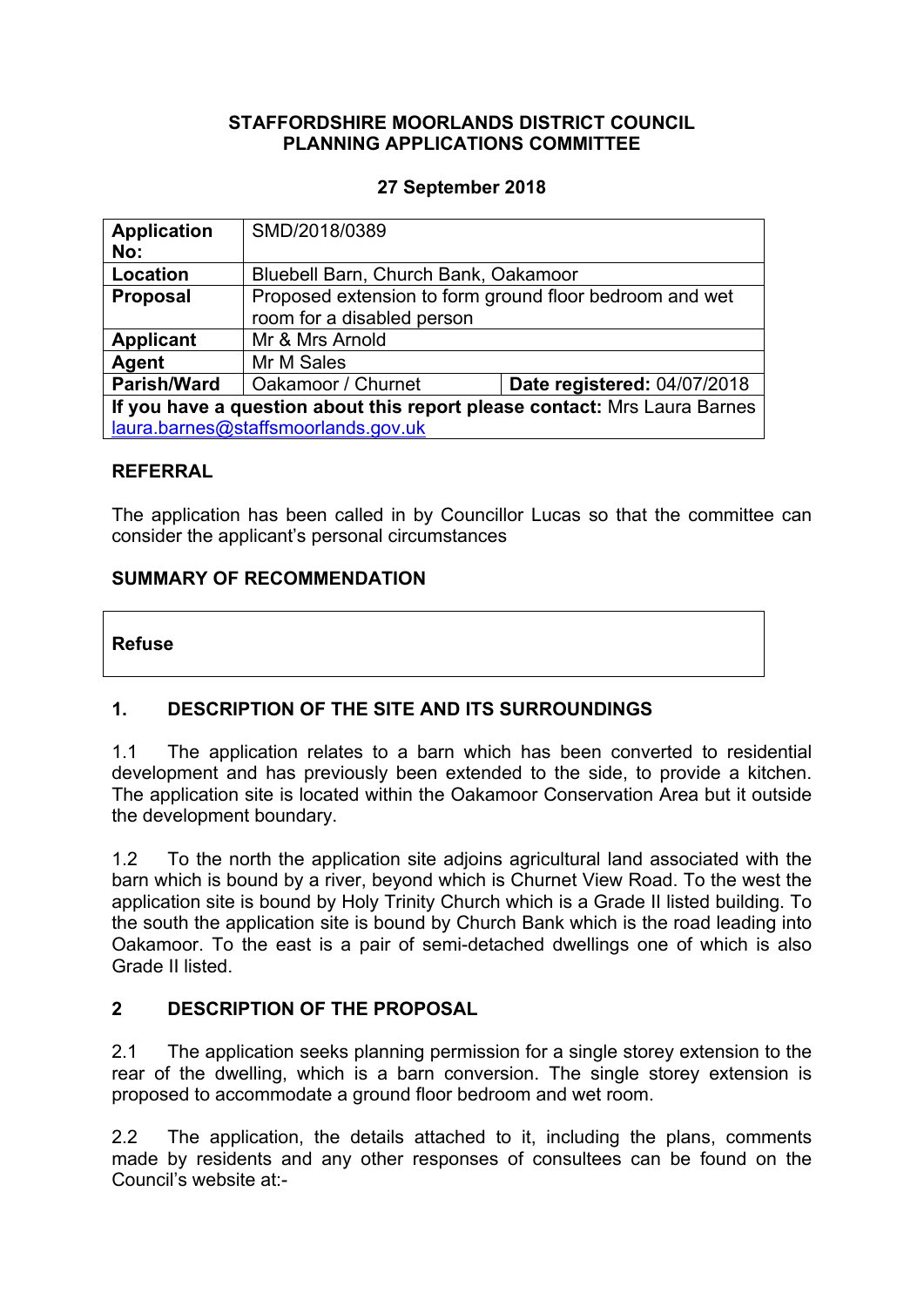**STAFFORDSHIRE MOORLANDS DISTRICT COUNCIL**
**PLANNING APPLICATIONS COMMITTEE**

**27 September 2018**

| **Application No:** | SMD/2018/0389 | |
|---|---|---|
| **Location** | Bluebell Barn, Church Bank, Oakamoor | |
| **Proposal** | Proposed extension to form ground floor bedroom and wet room for a disabled person | |
| **Applicant** | Mr & Mrs Arnold | |
| **Agent** | Mr M Sales | |
| **Parish/Ward** | Oakamoor / Churnet | **Date registered:** 04/07/2018 |
| **If you have a question about this report please contact:** Mrs Laura Barnes laura.barnes@staffsmoorlands.gov.uk | | |

## REFERRAL

The application has been called in by Councillor Lucas so that the committee can consider the applicant's personal circumstances

## SUMMARY OF RECOMMENDATION

**Refuse**

## 1. DESCRIPTION OF THE SITE AND ITS SURROUNDINGS

1.1 The application relates to a barn which has been converted to residential development and has previously been extended to the side, to provide a kitchen. The application site is located within the Oakamoor Conservation Area but it outside the development boundary.

1.2 To the north the application site adjoins agricultural land associated with the barn which is bound by a river, beyond which is Churnet View Road. To the west the application site is bound by Holy Trinity Church which is a Grade II listed building. To the south the application site is bound by Church Bank which is the road leading into Oakamoor. To the east is a pair of semi-detached dwellings one of which is also Grade II listed.

## 2 DESCRIPTION OF THE PROPOSAL

2.1 The application seeks planning permission for a single storey extension to the rear of the dwelling, which is a barn conversion. The single storey extension is proposed to accommodate a ground floor bedroom and wet room.

2.2 The application, the details attached to it, including the plans, comments made by residents and any other responses of consultees can be found on the Council's website at:-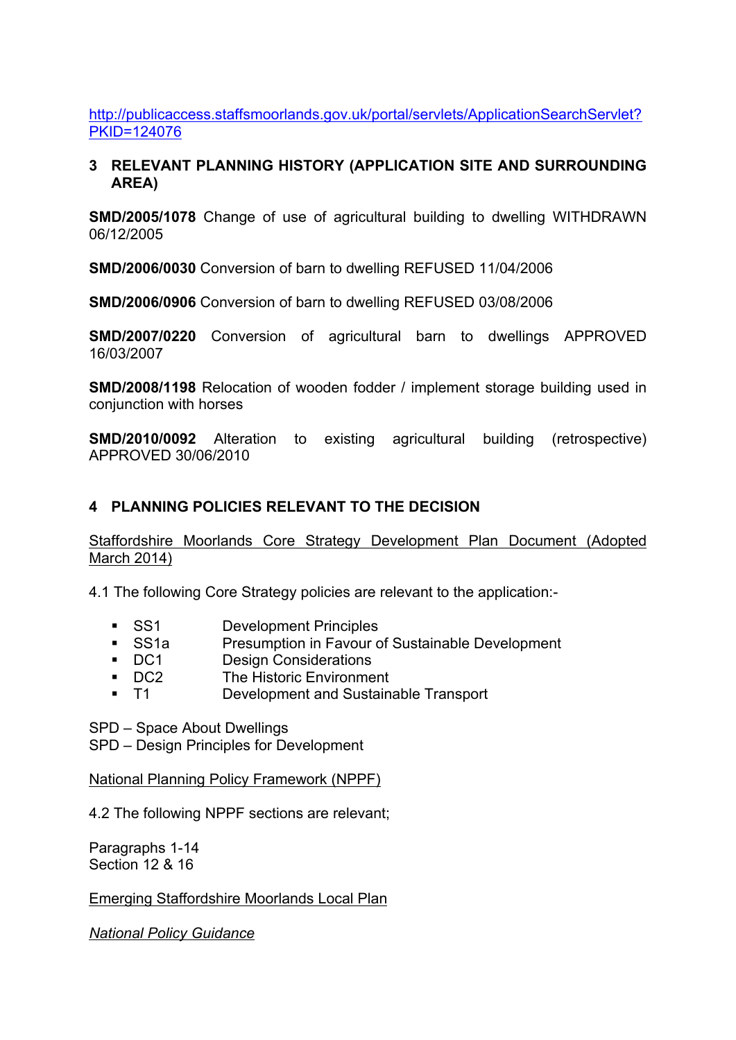http://publicaccess.staffsmoorlands.gov.uk/portal/servlets/ApplicationSearchServlet?PKID=124076

## 3 RELEVANT PLANNING HISTORY (APPLICATION SITE AND SURROUNDING AREA)

**SMD/2005/1078** Change of use of agricultural building to dwelling WITHDRAWN 06/12/2005

**SMD/2006/0030** Conversion of barn to dwelling REFUSED 11/04/2006

**SMD/2006/0906** Conversion of barn to dwelling REFUSED 03/08/2006

**SMD/2007/0220** Conversion of agricultural barn to dwellings APPROVED 16/03/2007

**SMD/2008/1198** Relocation of wooden fodder / implement storage building used in conjunction with horses

**SMD/2010/0092** Alteration to existing agricultural building (retrospective) APPROVED 30/06/2010

## 4 PLANNING POLICIES RELEVANT TO THE DECISION

Staffordshire Moorlands Core Strategy Development Plan Document (Adopted March 2014)

4.1 The following Core Strategy policies are relevant to the application:-

- SS1 Development Principles
- SS1a Presumption in Favour of Sustainable Development
- DC1 Design Considerations
- DC2 The Historic Environment
- T1 Development and Sustainable Transport

SPD – Space About Dwellings
SPD – Design Principles for Development

National Planning Policy Framework (NPPF)

4.2 The following NPPF sections are relevant;

Paragraphs 1-14
Section 12 & 16

Emerging Staffordshire Moorlands Local Plan

*National Policy Guidance*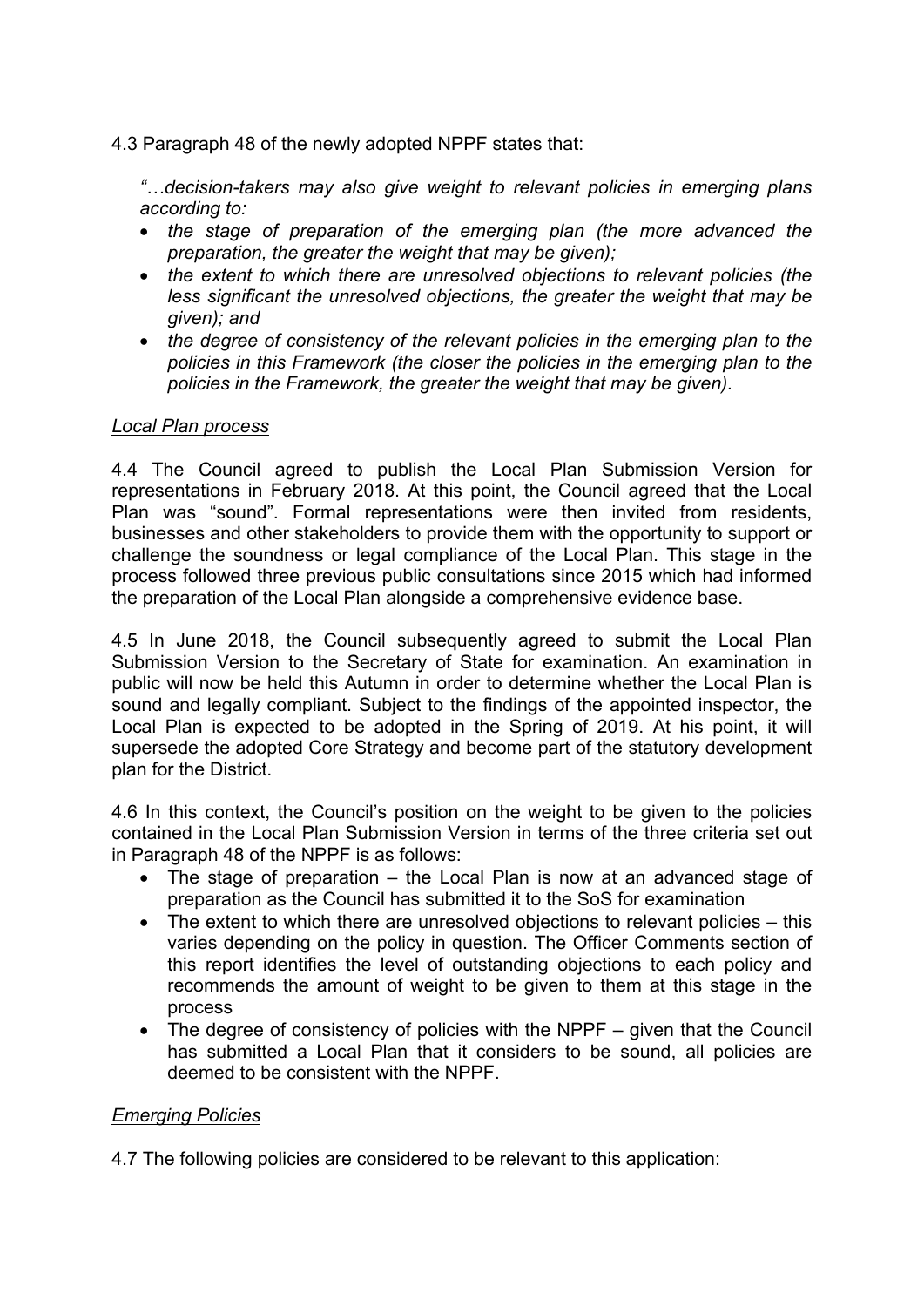4.3 Paragraph 48 of the newly adopted NPPF states that:

> *"…decision-takers may also give weight to relevant policies in emerging plans according to:*
>
> - *the stage of preparation of the emerging plan (the more advanced the preparation, the greater the weight that may be given);*
> - *the extent to which there are unresolved objections to relevant policies (the less significant the unresolved objections, the greater the weight that may be given); and*
> - *the degree of consistency of the relevant policies in the emerging plan to the policies in this Framework (the closer the policies in the emerging plan to the policies in the Framework, the greater the weight that may be given).*

*Local Plan process*

4.4 The Council agreed to publish the Local Plan Submission Version for representations in February 2018. At this point, the Council agreed that the Local Plan was "sound". Formal representations were then invited from residents, businesses and other stakeholders to provide them with the opportunity to support or challenge the soundness or legal compliance of the Local Plan. This stage in the process followed three previous public consultations since 2015 which had informed the preparation of the Local Plan alongside a comprehensive evidence base.

4.5 In June 2018, the Council subsequently agreed to submit the Local Plan Submission Version to the Secretary of State for examination. An examination in public will now be held this Autumn in order to determine whether the Local Plan is sound and legally compliant. Subject to the findings of the appointed inspector, the Local Plan is expected to be adopted in the Spring of 2019. At his point, it will supersede the adopted Core Strategy and become part of the statutory development plan for the District.

4.6 In this context, the Council's position on the weight to be given to the policies contained in the Local Plan Submission Version in terms of the three criteria set out in Paragraph 48 of the NPPF is as follows:

- The stage of preparation – the Local Plan is now at an advanced stage of preparation as the Council has submitted it to the SoS for examination
- The extent to which there are unresolved objections to relevant policies – this varies depending on the policy in question. The Officer Comments section of this report identifies the level of outstanding objections to each policy and recommends the amount of weight to be given to them at this stage in the process
- The degree of consistency of policies with the NPPF – given that the Council has submitted a Local Plan that it considers to be sound, all policies are deemed to be consistent with the NPPF.

*Emerging Policies*

4.7 The following policies are considered to be relevant to this application: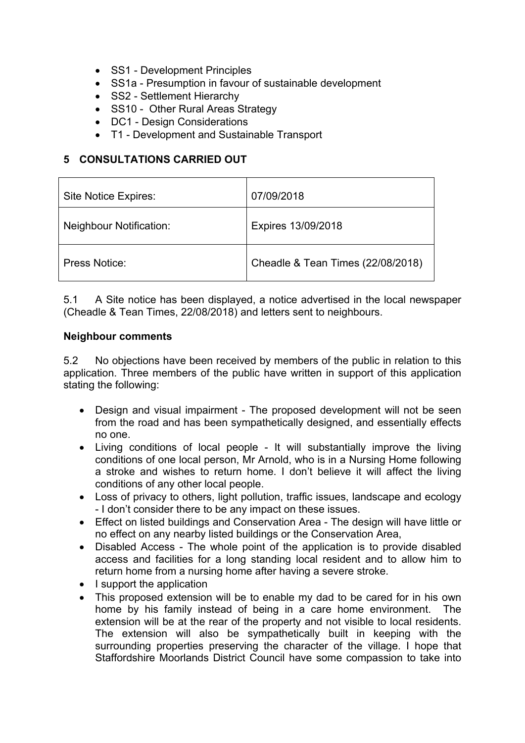- SS1 - Development Principles
- SS1a - Presumption in favour of sustainable development
- SS2 - Settlement Hierarchy
- SS10 - Other Rural Areas Strategy
- DC1 - Design Considerations
- T1 - Development and Sustainable Transport

## 5 CONSULTATIONS CARRIED OUT

| | |
|---|---|
| Site Notice Expires: | 07/09/2018 |
| Neighbour Notification: | Expires 13/09/2018 |
| Press Notice: | Cheadle & Tean Times (22/08/2018) |

5.1 A Site notice has been displayed, a notice advertised in the local newspaper (Cheadle & Tean Times, 22/08/2018) and letters sent to neighbours.

**Neighbour comments**

5.2 No objections have been received by members of the public in relation to this application. Three members of the public have written in support of this application stating the following:

- Design and visual impairment - The proposed development will not be seen from the road and has been sympathetically designed, and essentially effects no one.
- Living conditions of local people - It will substantially improve the living conditions of one local person, Mr Arnold, who is in a Nursing Home following a stroke and wishes to return home. I don't believe it will affect the living conditions of any other local people.
- Loss of privacy to others, light pollution, traffic issues, landscape and ecology - I don't consider there to be any impact on these issues.
- Effect on listed buildings and Conservation Area - The design will have little or no effect on any nearby listed buildings or the Conservation Area,
- Disabled Access - The whole point of the application is to provide disabled access and facilities for a long standing local resident and to allow him to return home from a nursing home after having a severe stroke.
- I support the application
- This proposed extension will be to enable my dad to be cared for in his own home by his family instead of being in a care home environment. The extension will be at the rear of the property and not visible to local residents. The extension will also be sympathetically built in keeping with the surrounding properties preserving the character of the village. I hope that Staffordshire Moorlands District Council have some compassion to take into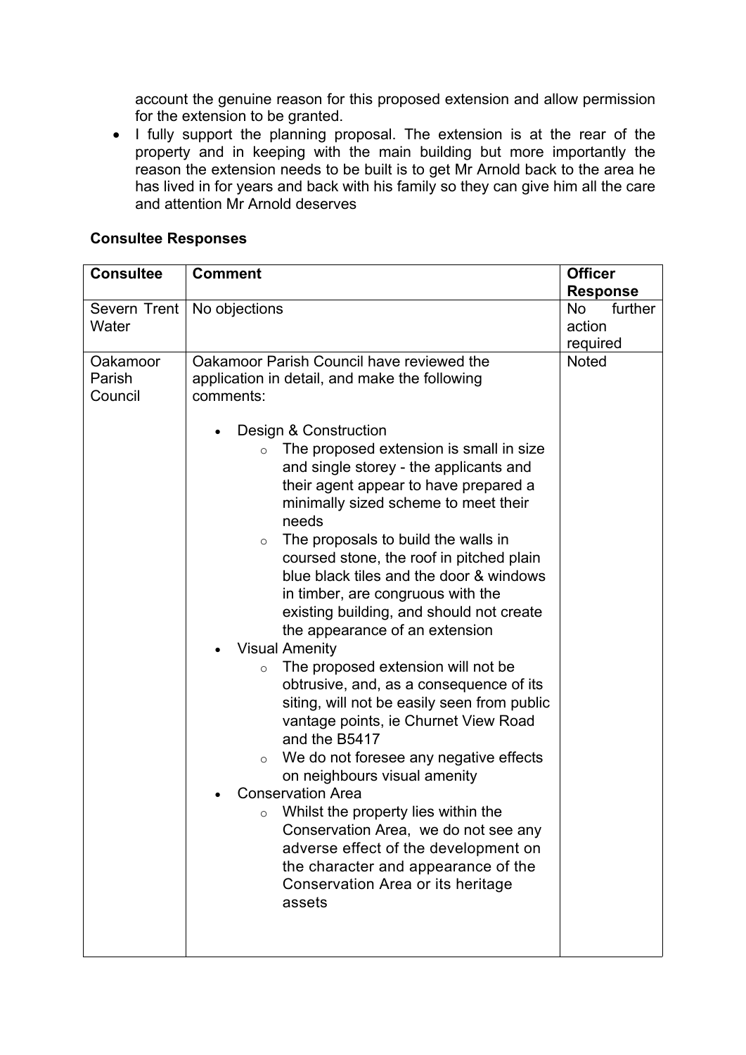account the genuine reason for this proposed extension and allow permission for the extension to be granted.

- I fully support the planning proposal. The extension is at the rear of the property and in keeping with the main building but more importantly the reason the extension needs to be built is to get Mr Arnold back to the area he has lived in for years and back with his family so they can give him all the care and attention Mr Arnold deserves

**Consultee Responses**

| Consultee | Comment | Officer Response |
|---|---|---|
| Severn Trent Water | No objections | No further action required |
| Oakamoor Parish Council | Oakamoor Parish Council have reviewed the application in detail, and make the following comments:<br><br>• Design & Construction<br>  ◦ The proposed extension is small in size and single storey - the applicants and their agent appear to have prepared a minimally sized scheme to meet their needs<br>  ◦ The proposals to build the walls in coursed stone, the roof in pitched plain blue black tiles and the door & windows in timber, are congruous with the existing building, and should not create the appearance of an extension<br>• Visual Amenity<br>  ◦ The proposed extension will not be obtrusive, and, as a consequence of its siting, will not be easily seen from public vantage points, ie Churnet View Road and the B5417<br>  ◦ We do not foresee any negative effects on neighbours visual amenity<br>• Conservation Area<br>  ◦ Whilst the property lies within the Conservation Area, we do not see any adverse effect of the development on the character and appearance of the Conservation Area or its heritage assets | Noted |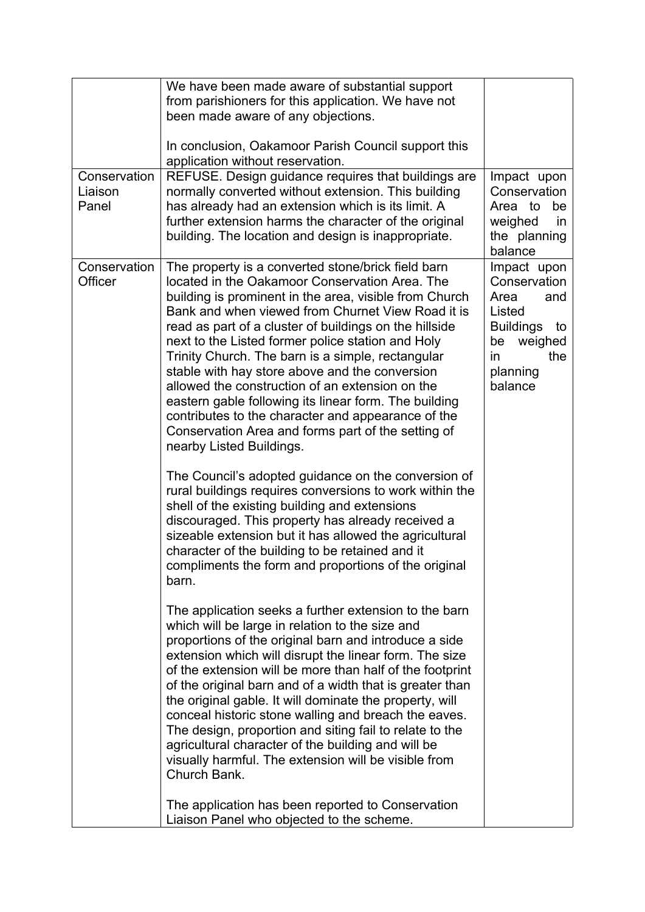| | | |
|---|---|---|
| | We have been made aware of substantial support from parishioners for this application. We have not been made aware of any objections.<br><br>In conclusion, Oakamoor Parish Council support this application without reservation. | |
| Conservation Liaison Panel | REFUSE. Design guidance requires that buildings are normally converted without extension. This building has already had an extension which is its limit. A further extension harms the character of the original building. The location and design is inappropriate. | Impact upon Conservation Area to be weighed in the planning balance |
| Conservation Officer | The property is a converted stone/brick field barn located in the Oakamoor Conservation Area. The building is prominent in the area, visible from Church Bank and when viewed from Churnet View Road it is read as part of a cluster of buildings on the hillside next to the Listed former police station and Holy Trinity Church. The barn is a simple, rectangular stable with hay store above and the conversion allowed the construction of an extension on the eastern gable following its linear form. The building contributes to the character and appearance of the Conservation Area and forms part of the setting of nearby Listed Buildings.<br><br>The Council's adopted guidance on the conversion of rural buildings requires conversions to work within the shell of the existing building and extensions discouraged. This property has already received a sizeable extension but it has allowed the agricultural character of the building to be retained and it compliments the form and proportions of the original barn.<br><br>The application seeks a further extension to the barn which will be large in relation to the size and proportions of the original barn and introduce a side extension which will disrupt the linear form. The size of the extension will be more than half of the footprint of the original barn and of a width that is greater than the original gable. It will dominate the property, will conceal historic stone walling and breach the eaves. The design, proportion and siting fail to relate to the agricultural character of the building and will be visually harmful. The extension will be visible from Church Bank.<br><br>The application has been reported to Conservation Liaison Panel who objected to the scheme. | Impact upon Conservation Area and Listed Buildings to be weighed in the planning balance |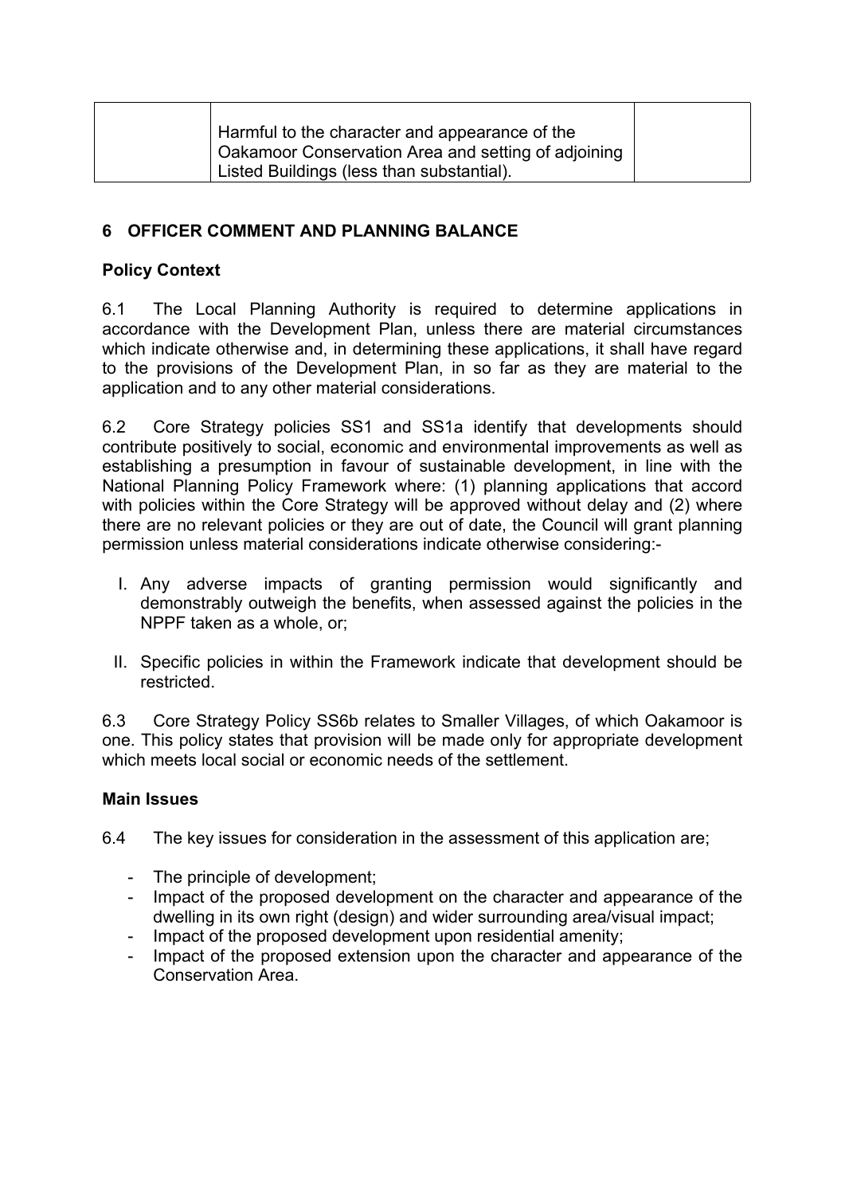| | Harmful to the character and appearance of the Oakamoor Conservation Area and setting of adjoining Listed Buildings (less than substantial). | |
|---|---|---|

## 6 OFFICER COMMENT AND PLANNING BALANCE

### Policy Context

6.1 The Local Planning Authority is required to determine applications in accordance with the Development Plan, unless there are material circumstances which indicate otherwise and, in determining these applications, it shall have regard to the provisions of the Development Plan, in so far as they are material to the application and to any other material considerations.

6.2 Core Strategy policies SS1 and SS1a identify that developments should contribute positively to social, economic and environmental improvements as well as establishing a presumption in favour of sustainable development, in line with the National Planning Policy Framework where: (1) planning applications that accord with policies within the Core Strategy will be approved without delay and (2) where there are no relevant policies or they are out of date, the Council will grant planning permission unless material considerations indicate otherwise considering:-

I. Any adverse impacts of granting permission would significantly and demonstrably outweigh the benefits, when assessed against the policies in the NPPF taken as a whole, or;

II. Specific policies in within the Framework indicate that development should be restricted.

6.3 Core Strategy Policy SS6b relates to Smaller Villages, of which Oakamoor is one. This policy states that provision will be made only for appropriate development which meets local social or economic needs of the settlement.

### Main Issues

6.4 The key issues for consideration in the assessment of this application are;

- The principle of development;
- Impact of the proposed development on the character and appearance of the dwelling in its own right (design) and wider surrounding area/visual impact;
- Impact of the proposed development upon residential amenity;
- Impact of the proposed extension upon the character and appearance of the Conservation Area.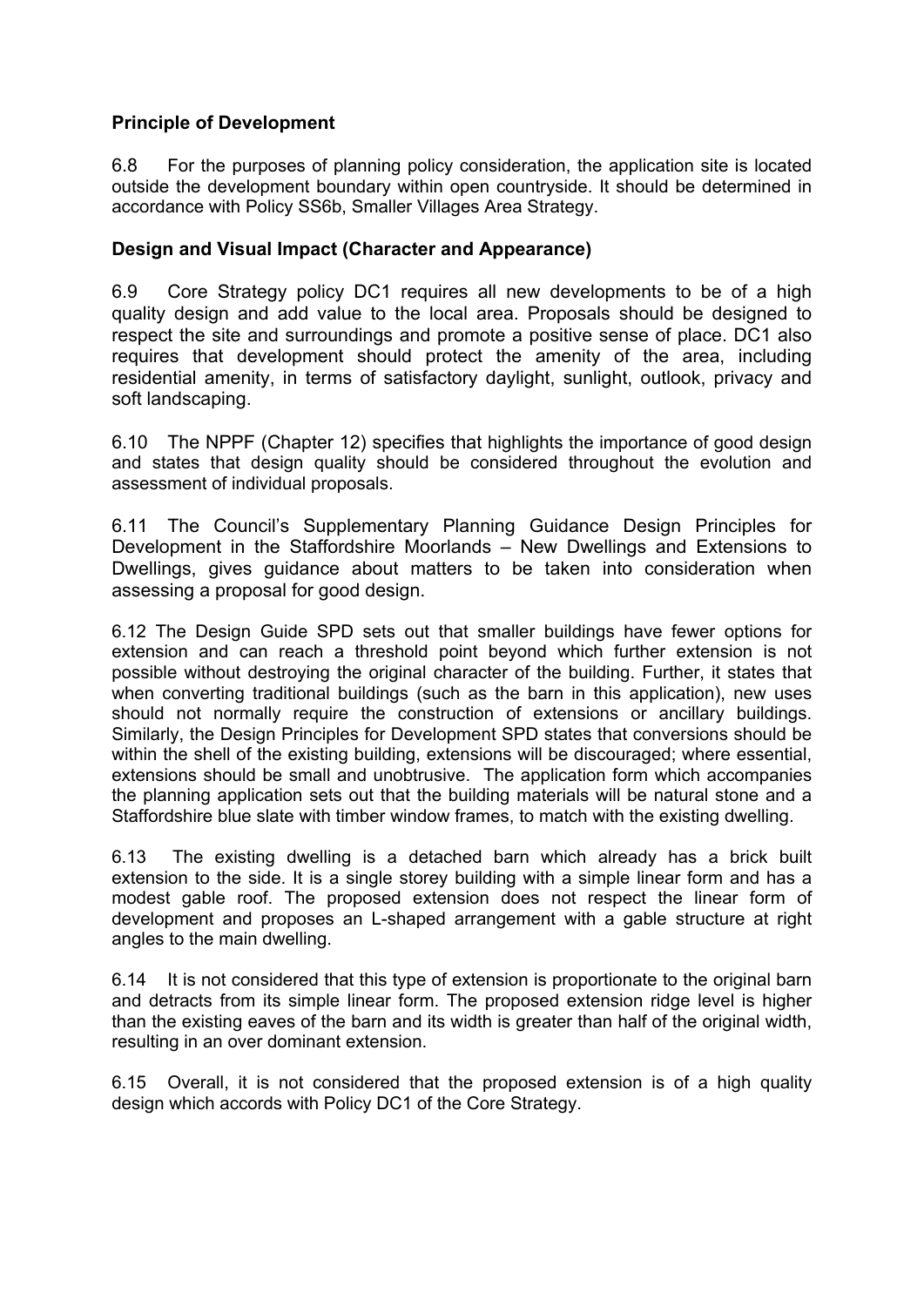**Principle of Development**

6.8 For the purposes of planning policy consideration, the application site is located outside the development boundary within open countryside. It should be determined in accordance with Policy SS6b, Smaller Villages Area Strategy.

**Design and Visual Impact (Character and Appearance)**

6.9 Core Strategy policy DC1 requires all new developments to be of a high quality design and add value to the local area. Proposals should be designed to respect the site and surroundings and promote a positive sense of place. DC1 also requires that development should protect the amenity of the area, including residential amenity, in terms of satisfactory daylight, sunlight, outlook, privacy and soft landscaping.

6.10 The NPPF (Chapter 12) specifies that highlights the importance of good design and states that design quality should be considered throughout the evolution and assessment of individual proposals.

6.11 The Council's Supplementary Planning Guidance Design Principles for Development in the Staffordshire Moorlands – New Dwellings and Extensions to Dwellings, gives guidance about matters to be taken into consideration when assessing a proposal for good design.

6.12 The Design Guide SPD sets out that smaller buildings have fewer options for extension and can reach a threshold point beyond which further extension is not possible without destroying the original character of the building. Further, it states that when converting traditional buildings (such as the barn in this application), new uses should not normally require the construction of extensions or ancillary buildings. Similarly, the Design Principles for Development SPD states that conversions should be within the shell of the existing building, extensions will be discouraged; where essential, extensions should be small and unobtrusive. The application form which accompanies the planning application sets out that the building materials will be natural stone and a Staffordshire blue slate with timber window frames, to match with the existing dwelling.

6.13 The existing dwelling is a detached barn which already has a brick built extension to the side. It is a single storey building with a simple linear form and has a modest gable roof. The proposed extension does not respect the linear form of development and proposes an L-shaped arrangement with a gable structure at right angles to the main dwelling.

6.14 It is not considered that this type of extension is proportionate to the original barn and detracts from its simple linear form. The proposed extension ridge level is higher than the existing eaves of the barn and its width is greater than half of the original width, resulting in an over dominant extension.

6.15 Overall, it is not considered that the proposed extension is of a high quality design which accords with Policy DC1 of the Core Strategy.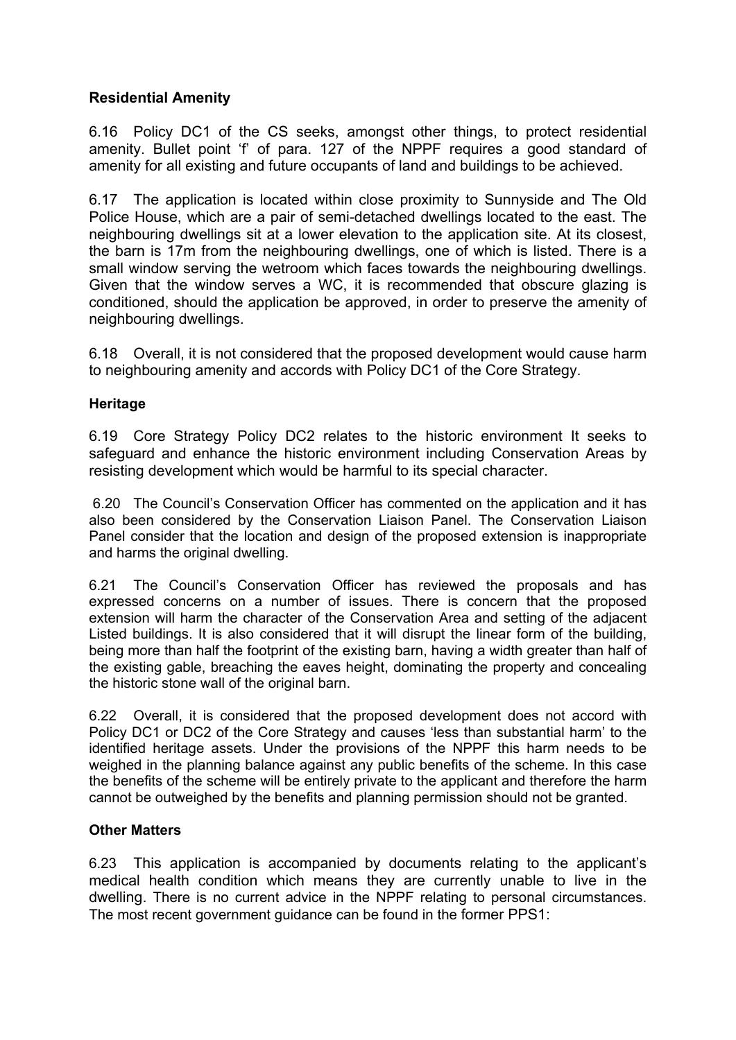**Residential Amenity**

6.16 Policy DC1 of the CS seeks, amongst other things, to protect residential amenity. Bullet point 'f' of para. 127 of the NPPF requires a good standard of amenity for all existing and future occupants of land and buildings to be achieved.

6.17 The application is located within close proximity to Sunnyside and The Old Police House, which are a pair of semi-detached dwellings located to the east. The neighbouring dwellings sit at a lower elevation to the application site. At its closest, the barn is 17m from the neighbouring dwellings, one of which is listed. There is a small window serving the wetroom which faces towards the neighbouring dwellings. Given that the window serves a WC, it is recommended that obscure glazing is conditioned, should the application be approved, in order to preserve the amenity of neighbouring dwellings.

6.18 Overall, it is not considered that the proposed development would cause harm to neighbouring amenity and accords with Policy DC1 of the Core Strategy.

**Heritage**

6.19 Core Strategy Policy DC2 relates to the historic environment It seeks to safeguard and enhance the historic environment including Conservation Areas by resisting development which would be harmful to its special character.

6.20 The Council's Conservation Officer has commented on the application and it has also been considered by the Conservation Liaison Panel. The Conservation Liaison Panel consider that the location and design of the proposed extension is inappropriate and harms the original dwelling.

6.21 The Council's Conservation Officer has reviewed the proposals and has expressed concerns on a number of issues. There is concern that the proposed extension will harm the character of the Conservation Area and setting of the adjacent Listed buildings. It is also considered that it will disrupt the linear form of the building, being more than half the footprint of the existing barn, having a width greater than half of the existing gable, breaching the eaves height, dominating the property and concealing the historic stone wall of the original barn.

6.22 Overall, it is considered that the proposed development does not accord with Policy DC1 or DC2 of the Core Strategy and causes 'less than substantial harm' to the identified heritage assets. Under the provisions of the NPPF this harm needs to be weighed in the planning balance against any public benefits of the scheme. In this case the benefits of the scheme will be entirely private to the applicant and therefore the harm cannot be outweighed by the benefits and planning permission should not be granted.

**Other Matters**

6.23 This application is accompanied by documents relating to the applicant's medical health condition which means they are currently unable to live in the dwelling. There is no current advice in the NPPF relating to personal circumstances. The most recent government guidance can be found in the former PPS1: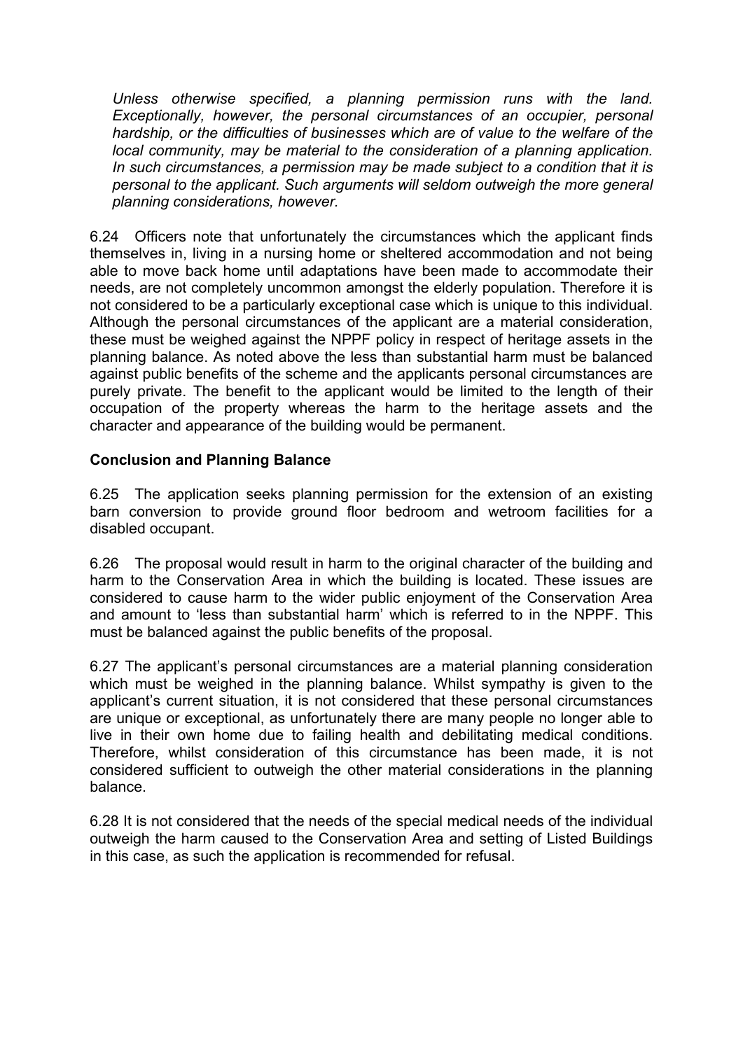*Unless otherwise specified, a planning permission runs with the land. Exceptionally, however, the personal circumstances of an occupier, personal hardship, or the difficulties of businesses which are of value to the welfare of the local community, may be material to the consideration of a planning application. In such circumstances, a permission may be made subject to a condition that it is personal to the applicant. Such arguments will seldom outweigh the more general planning considerations, however.*

6.24 Officers note that unfortunately the circumstances which the applicant finds themselves in, living in a nursing home or sheltered accommodation and not being able to move back home until adaptations have been made to accommodate their needs, are not completely uncommon amongst the elderly population. Therefore it is not considered to be a particularly exceptional case which is unique to this individual. Although the personal circumstances of the applicant are a material consideration, these must be weighed against the NPPF policy in respect of heritage assets in the planning balance. As noted above the less than substantial harm must be balanced against public benefits of the scheme and the applicants personal circumstances are purely private. The benefit to the applicant would be limited to the length of their occupation of the property whereas the harm to the heritage assets and the character and appearance of the building would be permanent.

**Conclusion and Planning Balance**

6.25 The application seeks planning permission for the extension of an existing barn conversion to provide ground floor bedroom and wetroom facilities for a disabled occupant.

6.26 The proposal would result in harm to the original character of the building and harm to the Conservation Area in which the building is located. These issues are considered to cause harm to the wider public enjoyment of the Conservation Area and amount to 'less than substantial harm' which is referred to in the NPPF. This must be balanced against the public benefits of the proposal.

6.27 The applicant's personal circumstances are a material planning consideration which must be weighed in the planning balance. Whilst sympathy is given to the applicant's current situation, it is not considered that these personal circumstances are unique or exceptional, as unfortunately there are many people no longer able to live in their own home due to failing health and debilitating medical conditions. Therefore, whilst consideration of this circumstance has been made, it is not considered sufficient to outweigh the other material considerations in the planning balance.

6.28 It is not considered that the needs of the special medical needs of the individual outweigh the harm caused to the Conservation Area and setting of Listed Buildings in this case, as such the application is recommended for refusal.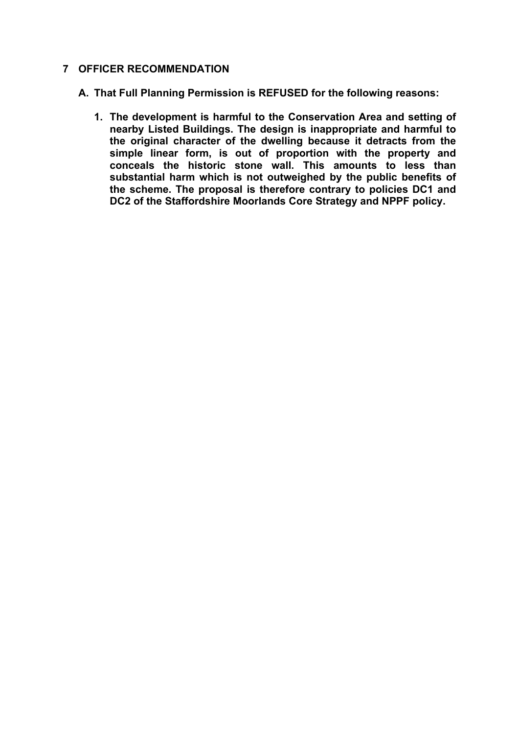## 7 OFFICER RECOMMENDATION

**A. That Full Planning Permission is REFUSED for the following reasons:**

1. **The development is harmful to the Conservation Area and setting of nearby Listed Buildings. The design is inappropriate and harmful to the original character of the dwelling because it detracts from the simple linear form, is out of proportion with the property and conceals the historic stone wall. This amounts to less than substantial harm which is not outweighed by the public benefits of the scheme. The proposal is therefore contrary to policies DC1 and DC2 of the Staffordshire Moorlands Core Strategy and NPPF policy.**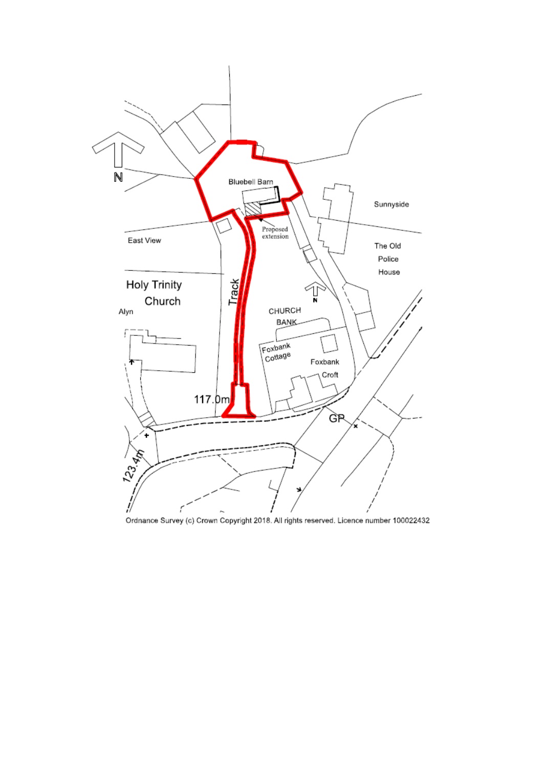N

Bluebell Barn

Sunnyside

East View

Proposed extension

The Old Police House

Holy Trinity Church

Alyn

Track

N

CHURCH BANK

Foxbank Cottage

Foxbank Croft

117.0m

GP

123.4m

Ordnance Survey (c) Crown Copyright 2018. All rights reserved. Licence number 100022432